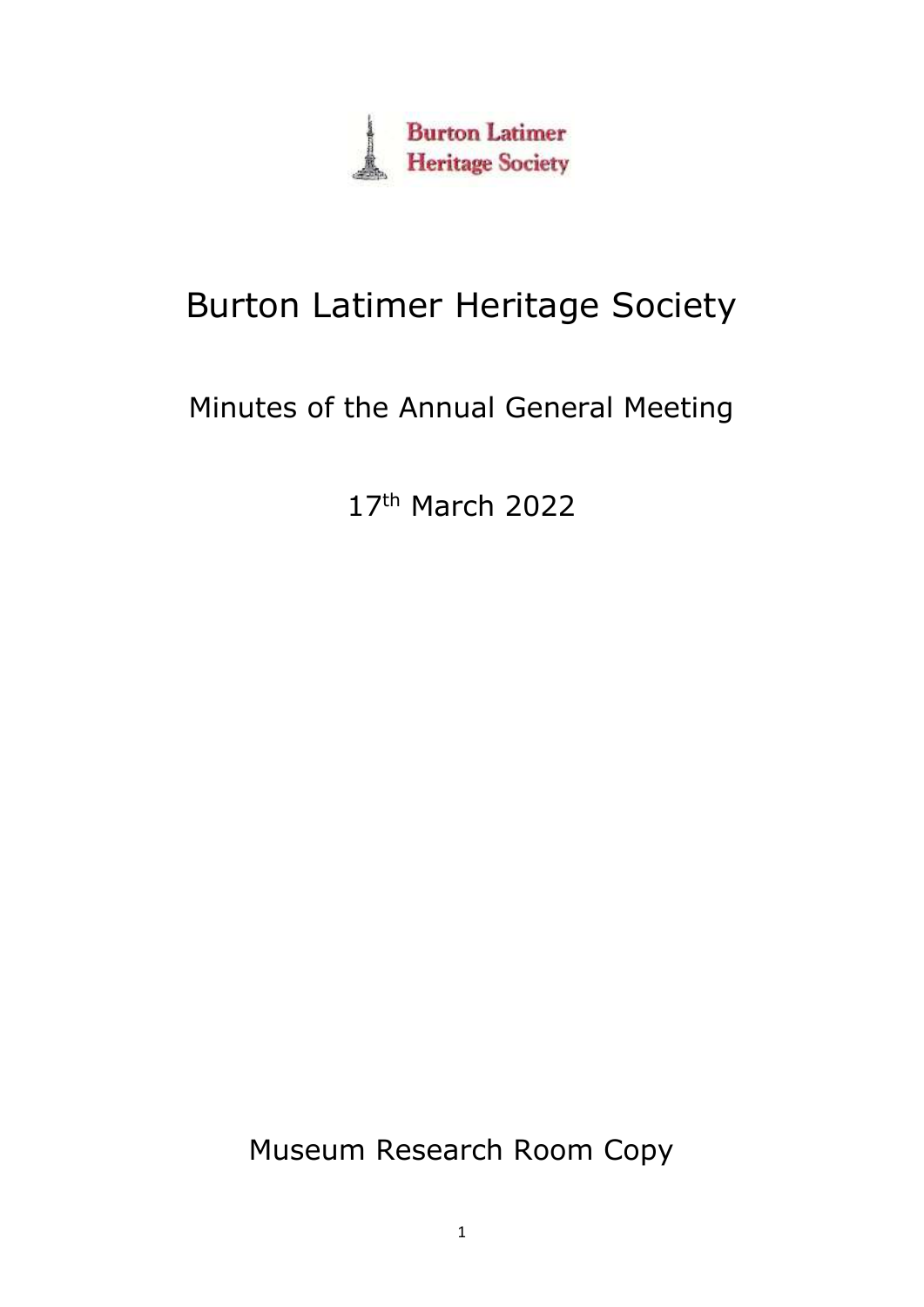Burton Latimer
Heritage Society

# Burton Latimer Heritage Society

## Minutes of the Annual General Meeting

17th March 2022

Museum Research Room Copy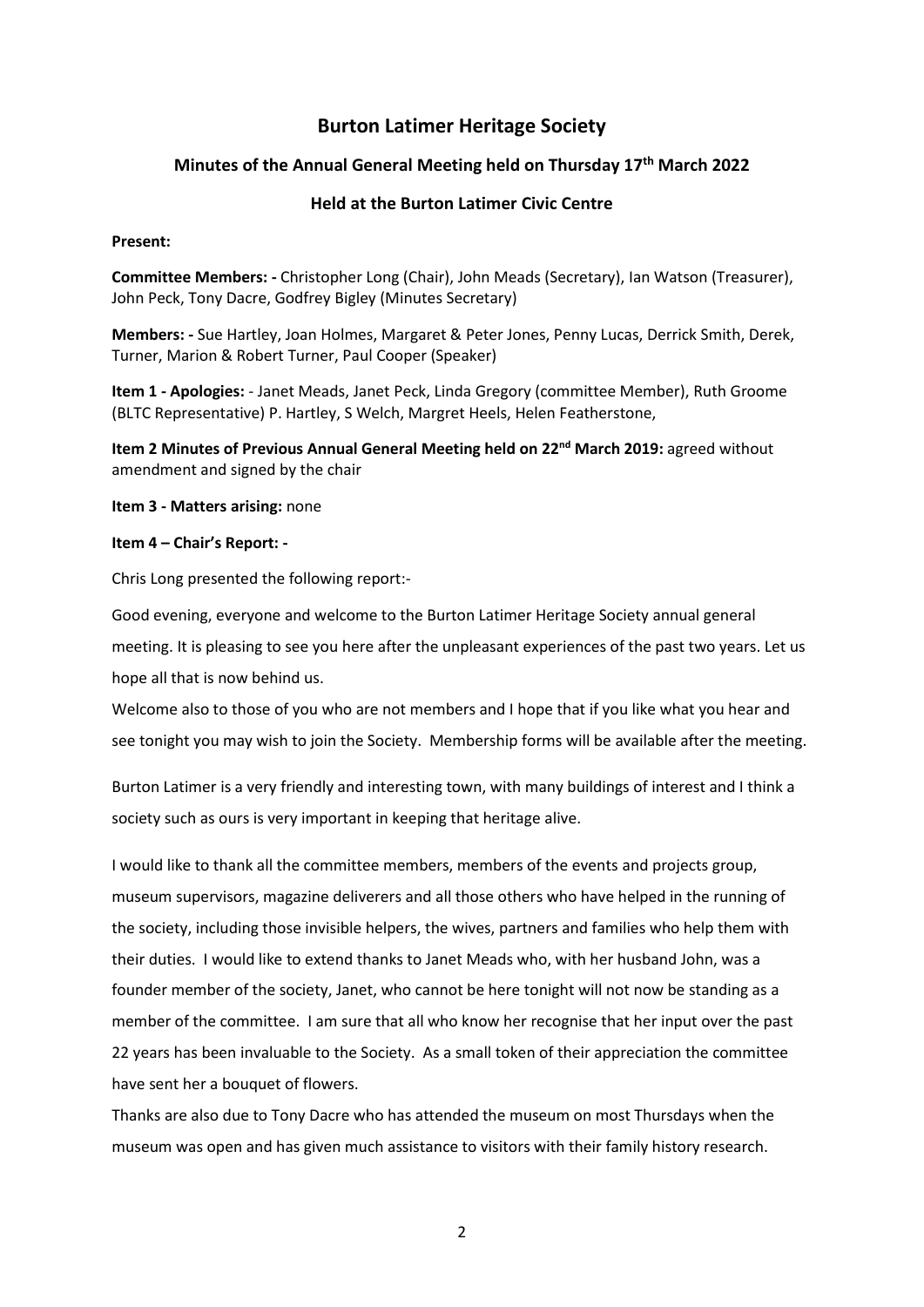# Burton Latimer Heritage Society

## Minutes of the Annual General Meeting held on Thursday 17th March 2022

### Held at the Burton Latimer Civic Centre

**Present:**

**Committee Members: -** Christopher Long (Chair), John Meads (Secretary), Ian Watson (Treasurer), John Peck, Tony Dacre, Godfrey Bigley (Minutes Secretary)

**Members: -** Sue Hartley, Joan Holmes, Margaret & Peter Jones, Penny Lucas, Derrick Smith, Derek, Turner, Marion & Robert Turner, Paul Cooper (Speaker)

**Item 1 - Apologies:** - Janet Meads, Janet Peck, Linda Gregory (committee Member), Ruth Groome (BLTC Representative) P. Hartley, S Welch, Margret Heels, Helen Featherstone,

**Item 2 Minutes of Previous Annual General Meeting held on 22nd March 2019:** agreed without amendment and signed by the chair

**Item 3 - Matters arising:** none

**Item 4 – Chair's Report: -**

Chris Long presented the following report:-

Good evening, everyone and welcome to the Burton Latimer Heritage Society annual general meeting. It is pleasing to see you here after the unpleasant experiences of the past two years. Let us hope all that is now behind us.

Welcome also to those of you who are not members and I hope that if you like what you hear and see tonight you may wish to join the Society. Membership forms will be available after the meeting.

Burton Latimer is a very friendly and interesting town, with many buildings of interest and I think a society such as ours is very important in keeping that heritage alive.

I would like to thank all the committee members, members of the events and projects group, museum supervisors, magazine deliverers and all those others who have helped in the running of the society, including those invisible helpers, the wives, partners and families who help them with their duties. I would like to extend thanks to Janet Meads who, with her husband John, was a founder member of the society, Janet, who cannot be here tonight will not now be standing as a member of the committee. I am sure that all who know her recognise that her input over the past 22 years has been invaluable to the Society. As a small token of their appreciation the committee have sent her a bouquet of flowers.

Thanks are also due to Tony Dacre who has attended the museum on most Thursdays when the museum was open and has given much assistance to visitors with their family history research.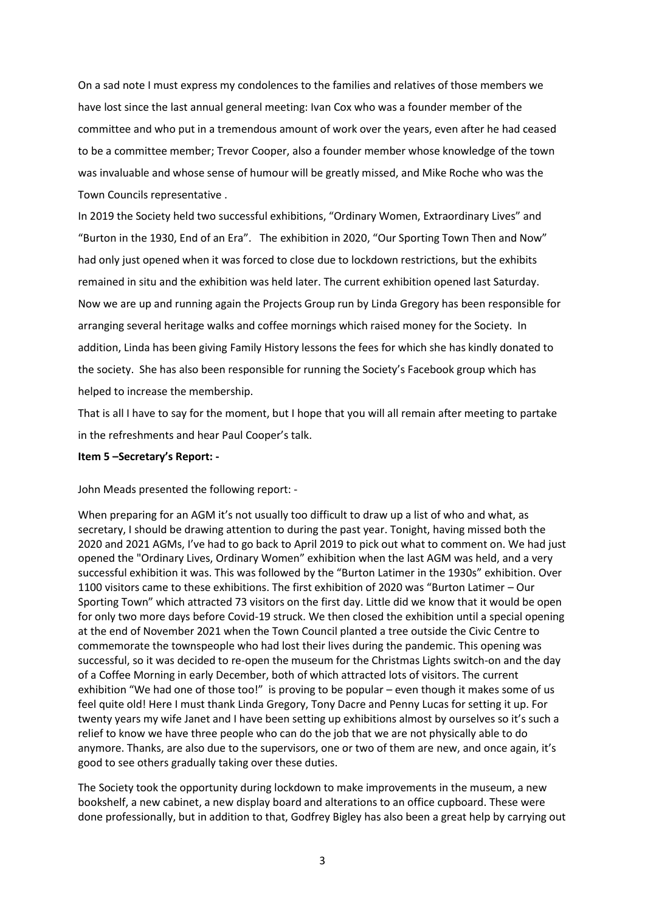On a sad note I must express my condolences to the families and relatives of those members we have lost since the last annual general meeting: Ivan Cox who was a founder member of the committee and who put in a tremendous amount of work over the years, even after he had ceased to be a committee member; Trevor Cooper, also a founder member whose knowledge of the town was invaluable and whose sense of humour will be greatly missed, and Mike Roche who was the Town Councils representative .

In 2019 the Society held two successful exhibitions, "Ordinary Women, Extraordinary Lives" and "Burton in the 1930, End of an Era". The exhibition in 2020, "Our Sporting Town Then and Now" had only just opened when it was forced to close due to lockdown restrictions, but the exhibits remained in situ and the exhibition was held later. The current exhibition opened last Saturday. Now we are up and running again the Projects Group run by Linda Gregory has been responsible for arranging several heritage walks and coffee mornings which raised money for the Society. In addition, Linda has been giving Family History lessons the fees for which she has kindly donated to the society. She has also been responsible for running the Society's Facebook group which has helped to increase the membership.

That is all I have to say for the moment, but I hope that you will all remain after meeting to partake in the refreshments and hear Paul Cooper's talk.

**Item 5 –Secretary's Report: -**

John Meads presented the following report: -

When preparing for an AGM it's not usually too difficult to draw up a list of who and what, as secretary, I should be drawing attention to during the past year. Tonight, having missed both the 2020 and 2021 AGMs, I've had to go back to April 2019 to pick out what to comment on. We had just opened the "Ordinary Lives, Ordinary Women" exhibition when the last AGM was held, and a very successful exhibition it was. This was followed by the "Burton Latimer in the 1930s" exhibition. Over 1100 visitors came to these exhibitions. The first exhibition of 2020 was "Burton Latimer – Our Sporting Town" which attracted 73 visitors on the first day. Little did we know that it would be open for only two more days before Covid-19 struck. We then closed the exhibition until a special opening at the end of November 2021 when the Town Council planted a tree outside the Civic Centre to commemorate the townspeople who had lost their lives during the pandemic. This opening was successful, so it was decided to re-open the museum for the Christmas Lights switch-on and the day of a Coffee Morning in early December, both of which attracted lots of visitors. The current exhibition "We had one of those too!" is proving to be popular – even though it makes some of us feel quite old! Here I must thank Linda Gregory, Tony Dacre and Penny Lucas for setting it up. For twenty years my wife Janet and I have been setting up exhibitions almost by ourselves so it's such a relief to know we have three people who can do the job that we are not physically able to do anymore. Thanks, are also due to the supervisors, one or two of them are new, and once again, it's good to see others gradually taking over these duties.

The Society took the opportunity during lockdown to make improvements in the museum, a new bookshelf, a new cabinet, a new display board and alterations to an office cupboard. These were done professionally, but in addition to that, Godfrey Bigley has also been a great help by carrying out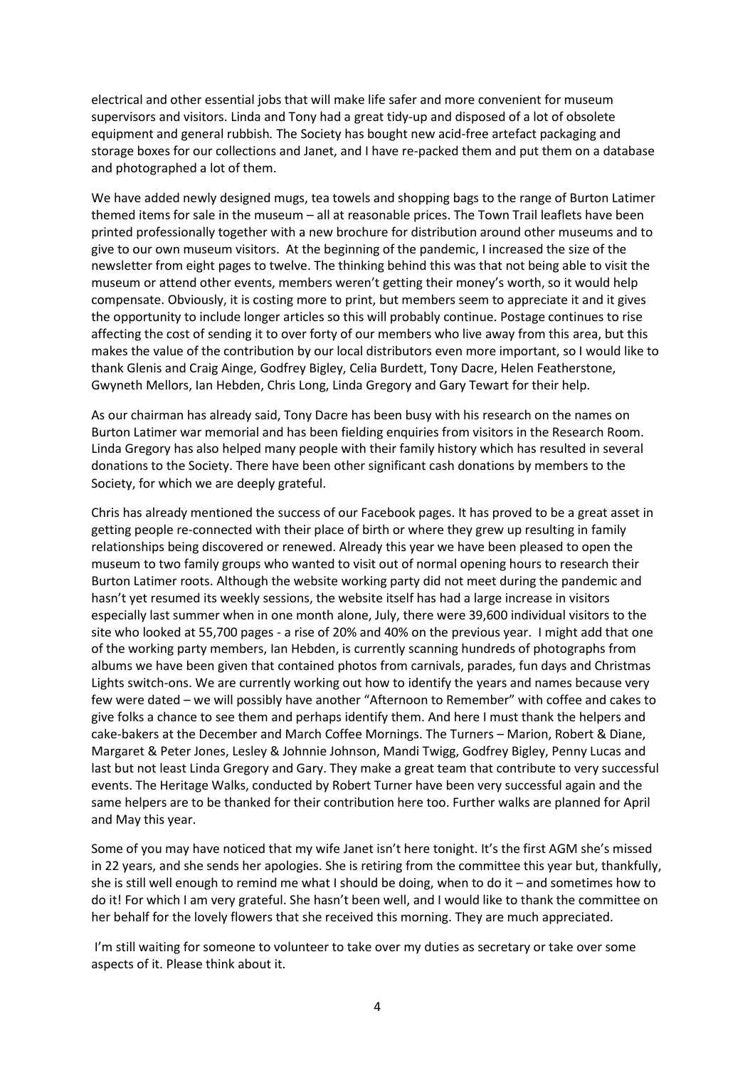electrical and other essential jobs that will make life safer and more convenient for museum supervisors and visitors. Linda and Tony had a great tidy-up and disposed of a lot of obsolete equipment and general rubbish. The Society has bought new acid-free artefact packaging and storage boxes for our collections and Janet, and I have re-packed them and put them on a database and photographed a lot of them.

We have added newly designed mugs, tea towels and shopping bags to the range of Burton Latimer themed items for sale in the museum – all at reasonable prices. The Town Trail leaflets have been printed professionally together with a new brochure for distribution around other museums and to give to our own museum visitors. At the beginning of the pandemic, I increased the size of the newsletter from eight pages to twelve. The thinking behind this was that not being able to visit the museum or attend other events, members weren't getting their money's worth, so it would help compensate. Obviously, it is costing more to print, but members seem to appreciate it and it gives the opportunity to include longer articles so this will probably continue. Postage continues to rise affecting the cost of sending it to over forty of our members who live away from this area, but this makes the value of the contribution by our local distributors even more important, so I would like to thank Glenis and Craig Ainge, Godfrey Bigley, Celia Burdett, Tony Dacre, Helen Featherstone, Gwyneth Mellors, Ian Hebden, Chris Long, Linda Gregory and Gary Tewart for their help.

As our chairman has already said, Tony Dacre has been busy with his research on the names on Burton Latimer war memorial and has been fielding enquiries from visitors in the Research Room. Linda Gregory has also helped many people with their family history which has resulted in several donations to the Society. There have been other significant cash donations by members to the Society, for which we are deeply grateful.

Chris has already mentioned the success of our Facebook pages. It has proved to be a great asset in getting people re-connected with their place of birth or where they grew up resulting in family relationships being discovered or renewed. Already this year we have been pleased to open the museum to two family groups who wanted to visit out of normal opening hours to research their Burton Latimer roots. Although the website working party did not meet during the pandemic and hasn't yet resumed its weekly sessions, the website itself has had a large increase in visitors especially last summer when in one month alone, July, there were 39,600 individual visitors to the site who looked at 55,700 pages - a rise of 20% and 40% on the previous year. I might add that one of the working party members, Ian Hebden, is currently scanning hundreds of photographs from albums we have been given that contained photos from carnivals, parades, fun days and Christmas Lights switch-ons. We are currently working out how to identify the years and names because very few were dated – we will possibly have another "Afternoon to Remember" with coffee and cakes to give folks a chance to see them and perhaps identify them. And here I must thank the helpers and cake-bakers at the December and March Coffee Mornings. The Turners – Marion, Robert & Diane, Margaret & Peter Jones, Lesley & Johnnie Johnson, Mandi Twigg, Godfrey Bigley, Penny Lucas and last but not least Linda Gregory and Gary. They make a great team that contribute to very successful events. The Heritage Walks, conducted by Robert Turner have been very successful again and the same helpers are to be thanked for their contribution here too. Further walks are planned for April and May this year.

Some of you may have noticed that my wife Janet isn't here tonight. It's the first AGM she's missed in 22 years, and she sends her apologies. She is retiring from the committee this year but, thankfully, she is still well enough to remind me what I should be doing, when to do it – and sometimes how to do it! For which I am very grateful. She hasn't been well, and I would like to thank the committee on her behalf for the lovely flowers that she received this morning. They are much appreciated.

I'm still waiting for someone to volunteer to take over my duties as secretary or take over some aspects of it. Please think about it.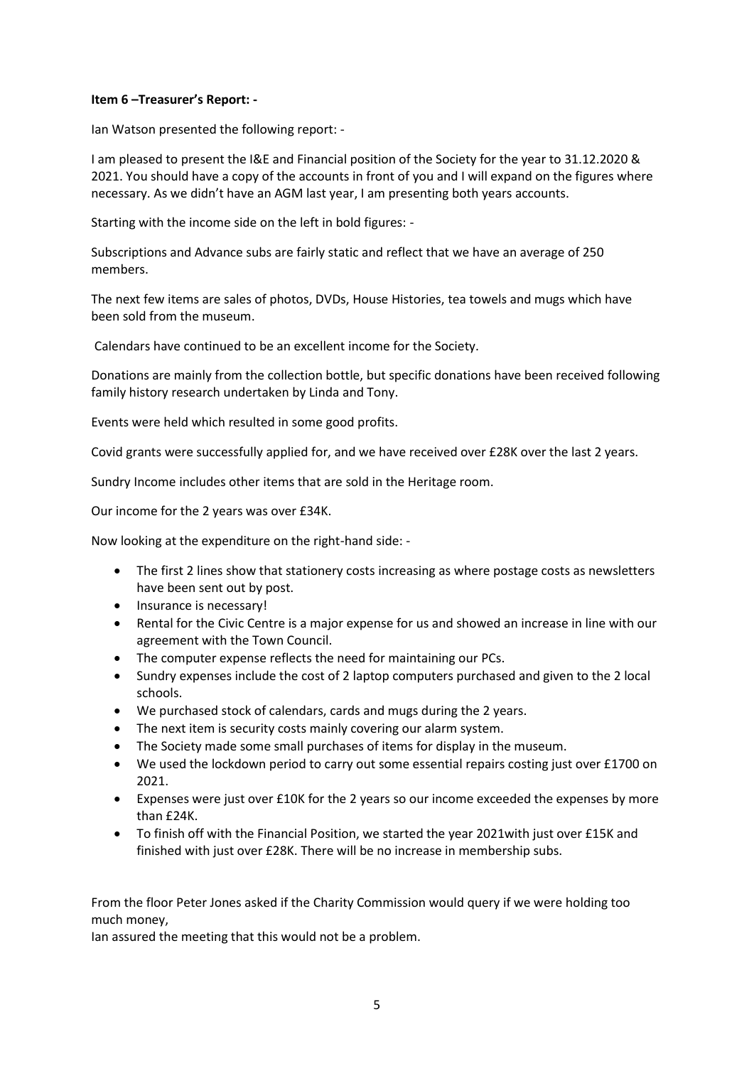**Item 6 –Treasurer's Report: -**

Ian Watson presented the following report: -

I am pleased to present the I&E and Financial position of the Society for the year to 31.12.2020 & 2021. You should have a copy of the accounts in front of you and I will expand on the figures where necessary. As we didn't have an AGM last year, I am presenting both years accounts.

Starting with the income side on the left in bold figures: -

Subscriptions and Advance subs are fairly static and reflect that we have an average of 250 members.

The next few items are sales of photos, DVDs, House Histories, tea towels and mugs which have been sold from the museum.

Calendars have continued to be an excellent income for the Society.

Donations are mainly from the collection bottle, but specific donations have been received following family history research undertaken by Linda and Tony.

Events were held which resulted in some good profits.

Covid grants were successfully applied for, and we have received over £28K over the last 2 years.

Sundry Income includes other items that are sold in the Heritage room.

Our income for the 2 years was over £34K.

Now looking at the expenditure on the right-hand side: -

- The first 2 lines show that stationery costs increasing as where postage costs as newsletters have been sent out by post.
- Insurance is necessary!
- Rental for the Civic Centre is a major expense for us and showed an increase in line with our agreement with the Town Council.
- The computer expense reflects the need for maintaining our PCs.
- Sundry expenses include the cost of 2 laptop computers purchased and given to the 2 local schools.
- We purchased stock of calendars, cards and mugs during the 2 years.
- The next item is security costs mainly covering our alarm system.
- The Society made some small purchases of items for display in the museum.
- We used the lockdown period to carry out some essential repairs costing just over £1700 on 2021.
- Expenses were just over £10K for the 2 years so our income exceeded the expenses by more than £24K.
- To finish off with the Financial Position, we started the year 2021with just over £15K and finished with just over £28K. There will be no increase in membership subs.

From the floor Peter Jones asked if the Charity Commission would query if we were holding too much money,

Ian assured the meeting that this would not be a problem.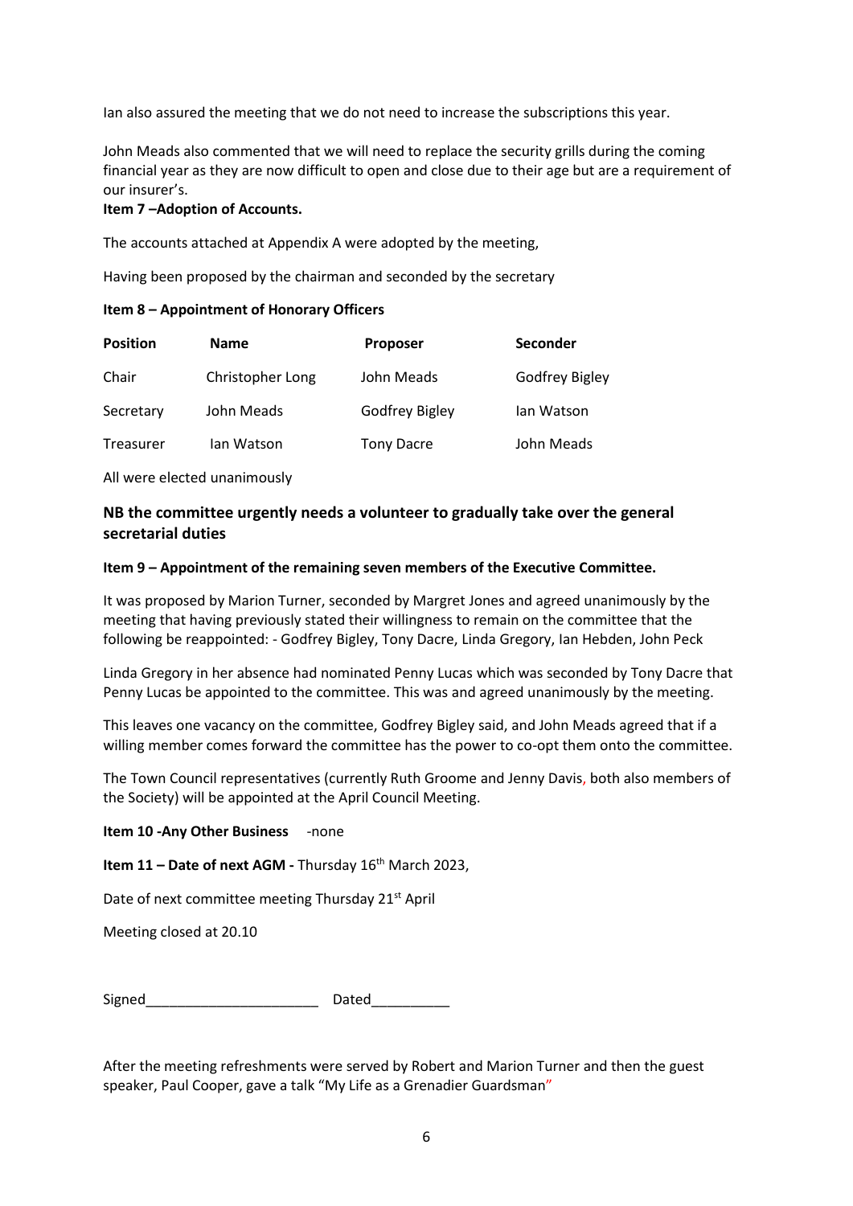Ian also assured the meeting that we do not need to increase the subscriptions this year.

John Meads also commented that we will need to replace the security grills during the coming financial year as they are now difficult to open and close due to their age but are a requirement of our insurer's.

**Item 7 –Adoption of Accounts.**

The accounts attached at Appendix A were adopted by the meeting,

Having been proposed by the chairman and seconded by the secretary

**Item 8 – Appointment of Honorary Officers**

| **Position** | **Name** | **Proposer** | **Seconder** |
|---|---|---|---|
| Chair | Christopher Long | John Meads | Godfrey Bigley |
| Secretary | John Meads | Godfrey Bigley | Ian Watson |
| Treasurer | Ian Watson | Tony Dacre | John Meads |

All were elected unanimously

### NB the committee urgently needs a volunteer to gradually take over the general secretarial duties

**Item 9 – Appointment of the remaining seven members of the Executive Committee.**

It was proposed by Marion Turner, seconded by Margret Jones and agreed unanimously by the meeting that having previously stated their willingness to remain on the committee that the following be reappointed: - Godfrey Bigley, Tony Dacre, Linda Gregory, Ian Hebden, John Peck

Linda Gregory in her absence had nominated Penny Lucas which was seconded by Tony Dacre that Penny Lucas be appointed to the committee. This was and agreed unanimously by the meeting.

This leaves one vacancy on the committee, Godfrey Bigley said, and John Meads agreed that if a willing member comes forward the committee has the power to co-opt them onto the committee.

The Town Council representatives (currently Ruth Groome and Jenny Davis, both also members of the Society) will be appointed at the April Council Meeting.

**Item 10 -Any Other Business** -none

**Item 11 – Date of next AGM -** Thursday 16th March 2023,

Date of next committee meeting Thursday 21st April

Meeting closed at 20.10

Signed______________________ Dated__________

After the meeting refreshments were served by Robert and Marion Turner and then the guest speaker, Paul Cooper, gave a talk "My Life as a Grenadier Guardsman"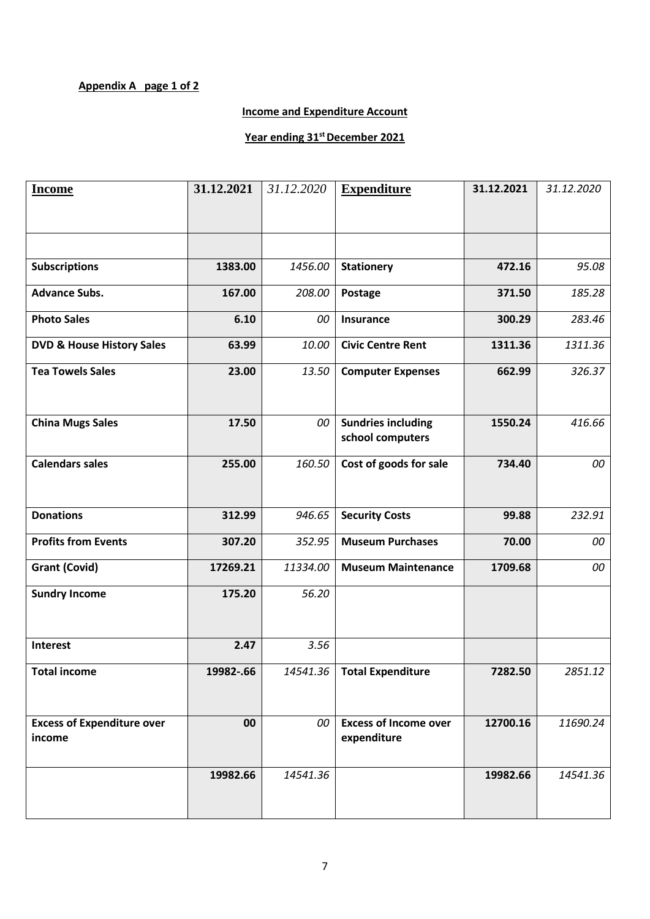**Appendix A page 1 of 2**

**Income and Expenditure Account**

**Year ending 31st December 2021**

| **Income** | **31.12.2021** | *31.12.2020* | **Expenditure** | **31.12.2021** | *31.12.2020* |
|---|---|---|---|---|---|
| | | | | | |
| **Subscriptions** | **1383.00** | *1456.00* | **Stationery** | **472.16** | *95.08* |
| **Advance Subs.** | **167.00** | *208.00* | **Postage** | **371.50** | *185.28* |
| **Photo Sales** | **6.10** | *00* | **Insurance** | **300.29** | *283.46* |
| **DVD & House History Sales** | **63.99** | *10.00* | **Civic Centre Rent** | **1311.36** | *1311.36* |
| **Tea Towels Sales** | **23.00** | *13.50* | **Computer Expenses** | **662.99** | *326.37* |
| **China Mugs Sales** | **17.50** | *00* | **Sundries including school computers** | **1550.24** | *416.66* |
| **Calendars sales** | **255.00** | *160.50* | **Cost of goods for sale** | **734.40** | *00* |
| **Donations** | **312.99** | *946.65* | **Security Costs** | **99.88** | *232.91* |
| **Profits from Events** | **307.20** | *352.95* | **Museum Purchases** | **70.00** | *00* |
| **Grant (Covid)** | **17269.21** | *11334.00* | **Museum Maintenance** | **1709.68** | *00* |
| **Sundry Income** | **175.20** | *56.20* | | | |
| **Interest** | **2.47** | *3.56* | | | |
| **Total income** | **19982-.66** | *14541.36* | **Total Expenditure** | **7282.50** | *2851.12* |
| **Excess of Expenditure over income** | **00** | *00* | **Excess of Income over expenditure** | **12700.16** | *11690.24* |
| | **19982.66** | *14541.36* | | **19982.66** | *14541.36* |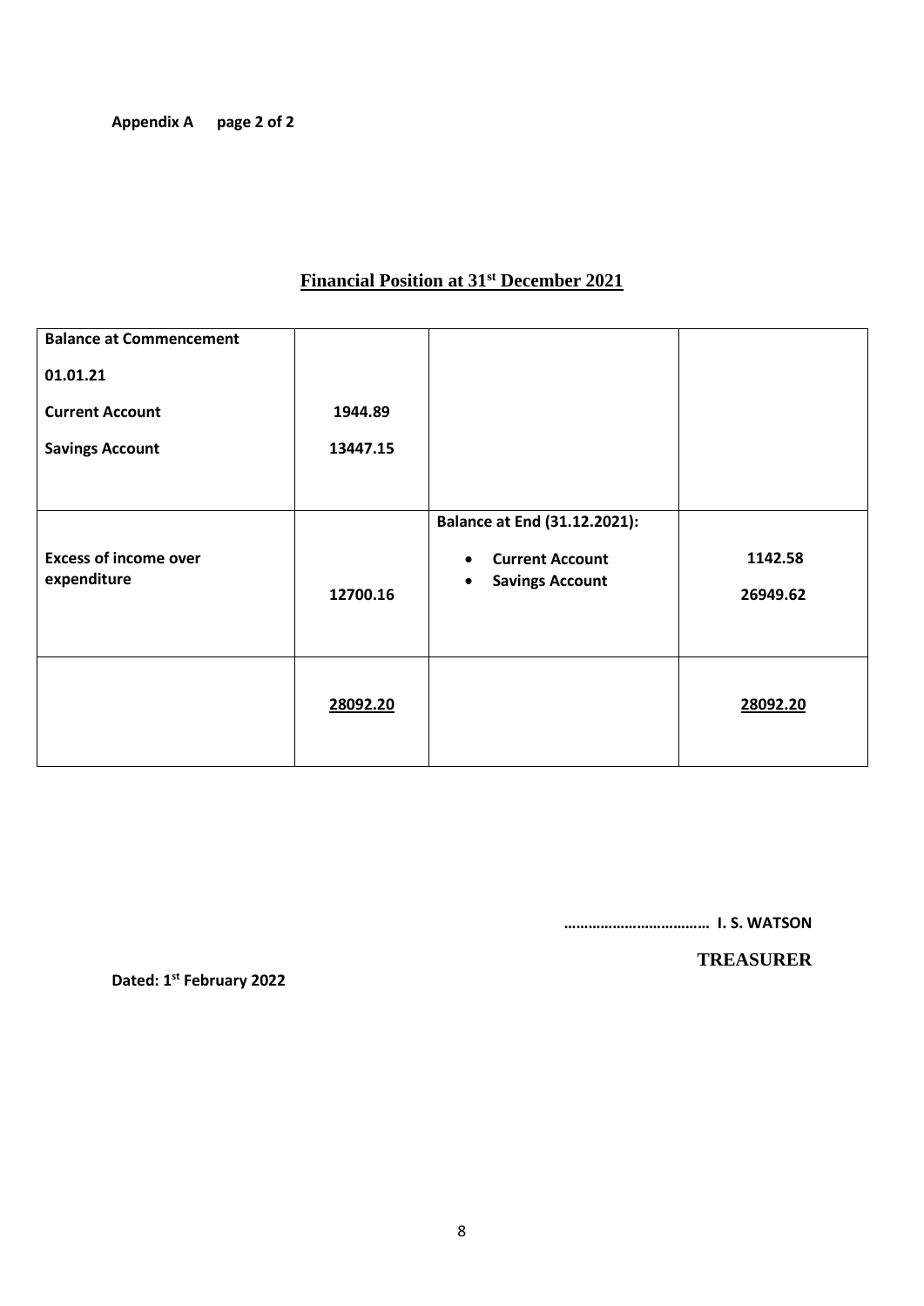**Appendix A      page 2 of 2**

## Financial Position at 31st December 2021

| | | | |
|---|---|---|---|
| **Balance at Commencement**<br>**01.01.21**<br>**Current Account**<br>**Savings Account** | <br><br>**1944.89**<br>**13447.15** | | |
| **Excess of income over expenditure** | **12700.16** | **Balance at End (31.12.2021):**<br>• **Current Account**<br>• **Savings Account** | <br>**1142.58**<br>**26949.62** |
| | **28092.20** | | **28092.20** |

……………………………… **I. S. WATSON**

**TREASURER**

**Dated: 1st February 2022**